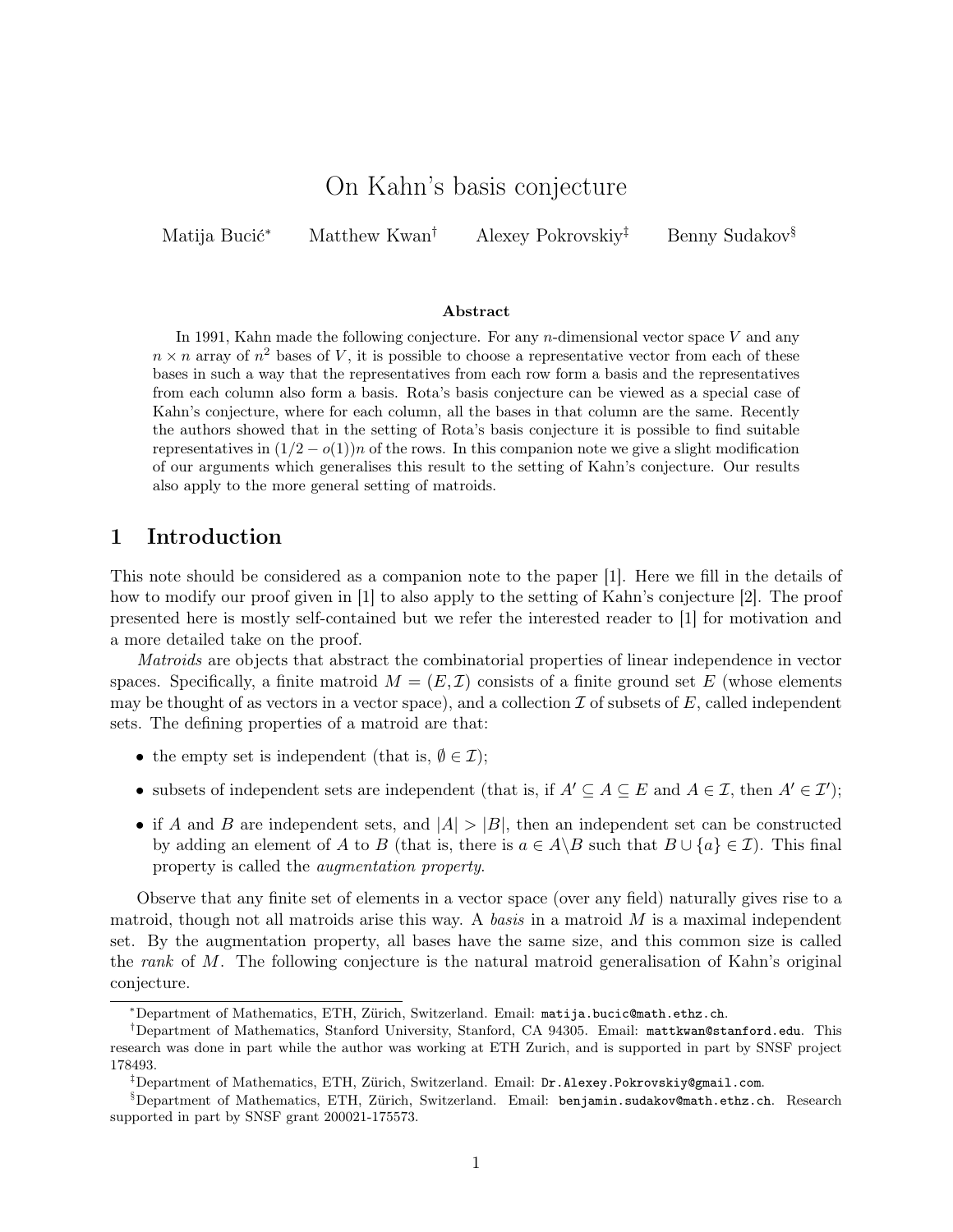// On Kahn's basis conjecture

# On Kahn's basis conjecture

Matija Bucić[*] Matthew Kwan[†] Alexey Pokrovskiy[‡] Benny Sudakov[§]

### Abstract

In 1991, Kahn made the following conjecture. For any $n$-dimensional vector space $V$ and any $n \times n$ array of $n^2$ bases of $V$, it is possible to choose a representative vector from each of these bases in such a way that the representatives from each row form a basis and the representatives from each column also form a basis. Rota's basis conjecture can be viewed as a special case of Kahn's conjecture, where for each column, all the bases in that column are the same. Recently the authors showed that in the setting of Rota's basis conjecture it is possible to find suitable representatives in $(1/2 - o(1))n$ of the rows. In this companion note we give a slight modification of our arguments which generalises this result to the setting of Kahn's conjecture. Our results also apply to the more general setting of matroids.

## 1 Introduction

This note should be considered as a companion note to the paper [1]. Here we fill in the details of how to modify our proof given in [1] to also apply to the setting of Kahn's conjecture [2]. The proof presented here is mostly self-contained but we refer the interested reader to [1] for motivation and a more detailed take on the proof.

*Matroids* are objects that abstract the combinatorial properties of linear independence in vector spaces. Specifically, a finite matroid $M = (E, \mathcal{I})$ consists of a finite ground set $E$ (whose elements may be thought of as vectors in a vector space), and a collection $\mathcal{I}$ of subsets of $E$, called independent sets. The defining properties of a matroid are that:

- the empty set is independent (that is, $\emptyset \in \mathcal{I}$);
- subsets of independent sets are independent (that is, if $A' \subseteq A \subseteq E$ and $A \in \mathcal{I}$, then $A' \in \mathcal{I}'$);
- if $A$ and $B$ are independent sets, and $|A| > |B|$, then an independent set can be constructed by adding an element of $A$ to $B$ (that is, there is $a \in A \backslash B$ such that $B \cup \{a\} \in \mathcal{I}$). This final property is called the *augmentation property*.

Observe that any finite set of elements in a vector space (over any field) naturally gives rise to a matroid, though not all matroids arise this way. A *basis* in a matroid $M$ is a maximal independent set. By the augmentation property, all bases have the same size, and this common size is called the *rank* of $M$. The following conjecture is the natural matroid generalisation of Kahn's original conjecture.

---

[*] Department of Mathematics, ETH, Zürich, Switzerland. Email: matija.bucic@math.ethz.ch.

[†] Department of Mathematics, Stanford University, Stanford, CA 94305. Email: mattkwan@stanford.edu. This research was done in part while the author was working at ETH Zurich, and is supported in part by SNSF project 178493.

[‡] Department of Mathematics, ETH, Zürich, Switzerland. Email: Dr.Alexey.Pokrovskiy@gmail.com.

[§] Department of Mathematics, ETH, Zürich, Switzerland. Email: benjamin.sudakov@math.ethz.ch. Research supported in part by SNSF grant 200021-175573.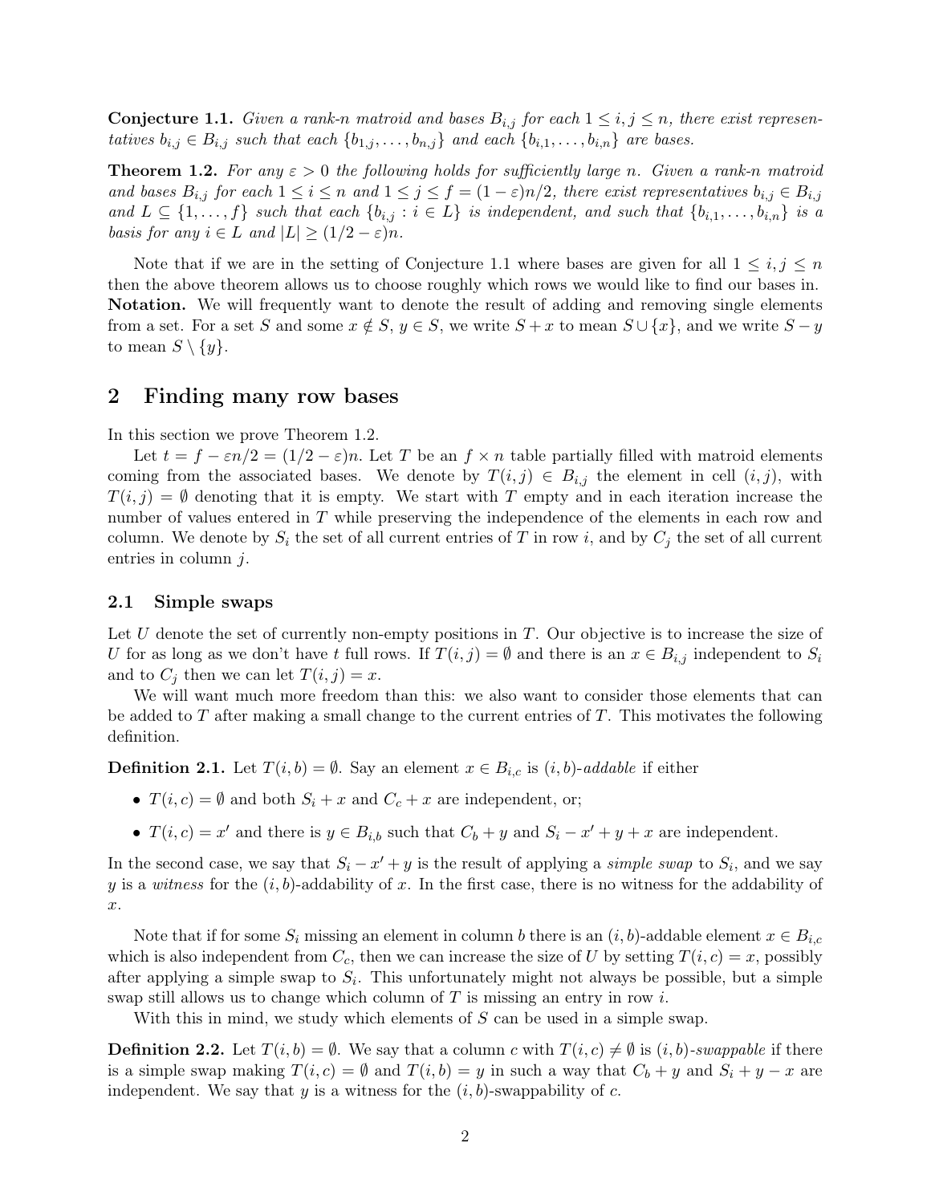**Conjecture 1.1.** *Given a rank-$n$ matroid and bases $B_{i,j}$ for each $1 \le i, j \le n$, there exist representatives $b_{i,j} \in B_{i,j}$ such that each $\{b_{1,j}, \dots, b_{n,j}\}$ and each $\{b_{i,1}, \dots, b_{i,n}\}$ are bases.*

**Theorem 1.2.** *For any $\varepsilon > 0$ the following holds for sufficiently large $n$. Given a rank-$n$ matroid and bases $B_{i,j}$ for each $1 \le i \le n$ and $1 \le j \le f = (1-\varepsilon)n/2$, there exist representatives $b_{i,j} \in B_{i,j}$ and $L \subseteq \{1, \dots, f\}$ such that each $\{b_{i,j} : i \in L\}$ is independent, and such that $\{b_{i,1}, \dots, b_{i,n}\}$ is a basis for any $i \in L$ and $|L| \ge (1/2 - \varepsilon)n$.*

Note that if we are in the setting of Conjecture 1.1 where bases are given for all $1 \le i, j \le n$ then the above theorem allows us to choose roughly which rows we would like to find our bases in.
**Notation.** We will frequently want to denote the result of adding and removing single elements from a set. For a set $S$ and some $x \notin S$, $y \in S$, we write $S + x$ to mean $S \cup \{x\}$, and we write $S - y$ to mean $S \setminus \{y\}$.

## 2 Finding many row bases

In this section we prove Theorem 1.2.

Let $t = f - \varepsilon n/2 = (1/2 - \varepsilon)n$. Let $T$ be an $f \times n$ table partially filled with matroid elements coming from the associated bases. We denote by $T(i,j) \in B_{i,j}$ the element in cell $(i,j)$, with $T(i,j) = \emptyset$ denoting that it is empty. We start with $T$ empty and in each iteration increase the number of values entered in $T$ while preserving the independence of the elements in each row and column. We denote by $S_i$ the set of all current entries of $T$ in row $i$, and by $C_j$ the set of all current entries in column $j$.

### 2.1 Simple swaps

Let $U$ denote the set of currently non-empty positions in $T$. Our objective is to increase the size of $U$ for as long as we don't have $t$ full rows. If $T(i,j) = \emptyset$ and there is an $x \in B_{i,j}$ independent to $S_i$ and to $C_j$ then we can let $T(i,j) = x$.

We will want much more freedom than this: we also want to consider those elements that can be added to $T$ after making a small change to the current entries of $T$. This motivates the following definition.

**Definition 2.1.** Let $T(i,b) = \emptyset$. Say an element $x \in B_{i,c}$ is $(i,b)$-*addable* if either

- $T(i,c) = \emptyset$ and both $S_i + x$ and $C_c + x$ are independent, or;
- $T(i,c) = x'$ and there is $y \in B_{i,b}$ such that $C_b + y$ and $S_i - x' + y + x$ are independent.

In the second case, we say that $S_i - x' + y$ is the result of applying a *simple swap* to $S_i$, and we say $y$ is a *witness* for the $(i,b)$-addability of $x$. In the first case, there is no witness for the addability of $x$.

Note that if for some $S_i$ missing an element in column $b$ there is an $(i,b)$-addable element $x \in B_{i,c}$ which is also independent from $C_c$, then we can increase the size of $U$ by setting $T(i,c) = x$, possibly after applying a simple swap to $S_i$. This unfortunately might not always be possible, but a simple swap still allows us to change which column of $T$ is missing an entry in row $i$.

With this in mind, we study which elements of $S$ can be used in a simple swap.

**Definition 2.2.** Let $T(i,b) = \emptyset$. We say that a column $c$ with $T(i,c) \neq \emptyset$ is $(i,b)$-*swappable* if there is a simple swap making $T(i,c) = \emptyset$ and $T(i,b) = y$ in such a way that $C_b + y$ and $S_i + y - x$ are independent. We say that $y$ is a witness for the $(i,b)$-swappability of $c$.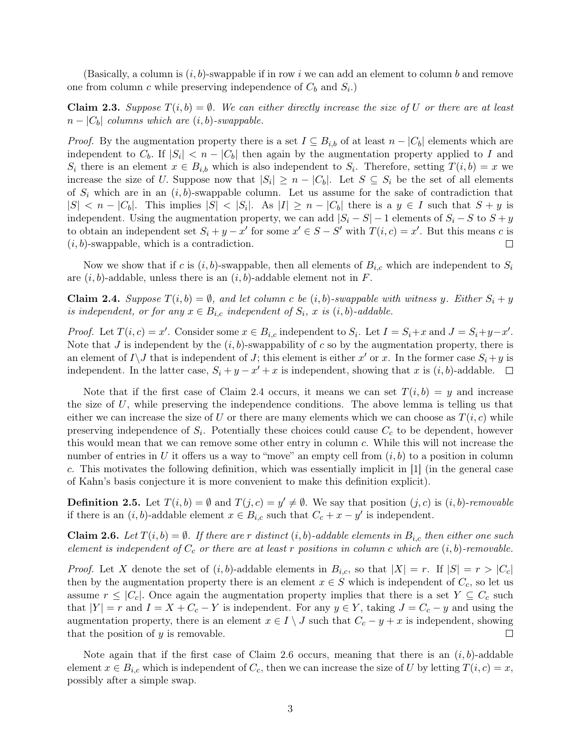(Basically, a column is $(i,b)$-swappable if in row $i$ we can add an element to column $b$ and remove one from column $c$ while preserving independence of $C_b$ and $S_i$.)

**Claim 2.3.** *Suppose $T(i,b) = \emptyset$. We can either directly increase the size of $U$ or there are at least $n - |C_b|$ columns which are $(i,b)$-swappable.*

*Proof.* By the augmentation property there is a set $I \subseteq B_{i,b}$ of at least $n - |C_b|$ elements which are independent to $C_b$. If $|S_i| < n - |C_b|$ then again by the augmentation property applied to $I$ and $S_i$ there is an element $x \in B_{i,b}$ which is also independent to $S_i$. Therefore, setting $T(i,b) = x$ we increase the size of $U$. Suppose now that $|S_i| \geq n - |C_b|$. Let $S \subseteq S_i$ be the set of all elements of $S_i$ which are in an $(i,b)$-swappable column. Let us assume for the sake of contradiction that $|S| < n - |C_b|$. This implies $|S| < |S_i|$. As $|I| \geq n - |C_b|$ there is a $y \in I$ such that $S + y$ is independent. Using the augmentation property, we can add $|S_i - S| - 1$ elements of $S_i - S$ to $S + y$ to obtain an independent set $S_i + y - x'$ for some $x' \in S - S'$ with $T(i,c) = x'$. But this means $c$ is $(i,b)$-swappable, which is a contradiction. ∎

Now we show that if $c$ is $(i,b)$-swappable, then all elements of $B_{i,c}$ which are independent to $S_i$ are $(i,b)$-addable, unless there is an $(i,b)$-addable element not in $F$.

**Claim 2.4.** *Suppose $T(i,b) = \emptyset$, and let column $c$ be $(i,b)$-swappable with witness $y$. Either $S_i + y$ is independent, or for any $x \in B_{i,c}$ independent of $S_i$, $x$ is $(i,b)$-addable.*

*Proof.* Let $T(i,c) = x'$. Consider some $x \in B_{i,c}$ independent to $S_i$. Let $I = S_i + x$ and $J = S_i + y - x'$. Note that $J$ is independent by the $(i,b)$-swappability of $c$ so by the augmentation property, there is an element of $I \backslash J$ that is independent of $J$; this element is either $x'$ or $x$. In the former case $S_i + y$ is independent. In the latter case, $S_i + y - x' + x$ is independent, showing that $x$ is $(i,b)$-addable. ∎

Note that if the first case of Claim 2.4 occurs, it means we can set $T(i,b) = y$ and increase the size of $U$, while preserving the independence conditions. The above lemma is telling us that either we can increase the size of $U$ or there are many elements which we can choose as $T(i,c)$ while preserving independence of $S_i$. Potentially these choices could cause $C_c$ to be dependent, however this would mean that we can remove some other entry in column $c$. While this will not increase the number of entries in $U$ it offers us a way to "move" an empty cell from $(i,b)$ to a position in column $c$. This motivates the following definition, which was essentially implicit in [1] (in the general case of Kahn's basis conjecture it is more convenient to make this definition explicit).

**Definition 2.5.** Let $T(i,b) = \emptyset$ and $T(j,c) = y' \neq \emptyset$. We say that position $(j,c)$ is $(i,b)$-*removable* if there is an $(i,b)$-addable element $x \in B_{i,c}$ such that $C_c + x - y'$ is independent.

**Claim 2.6.** *Let $T(i,b) = \emptyset$. If there are $r$ distinct $(i,b)$-addable elements in $B_{i,c}$ then either one such element is independent of $C_c$ or there are at least $r$ positions in column $c$ which are $(i,b)$-removable.*

*Proof.* Let $X$ denote the set of $(i,b)$-addable elements in $B_{i,c}$, so that $|X| = r$. If $|S| = r > |C_c|$ then by the augmentation property there is an element $x \in S$ which is independent of $C_c$, so let us assume $r \leq |C_c|$. Once again the augmentation property implies that there is a set $Y \subseteq C_c$ such that $|Y| = r$ and $I = X + C_c - Y$ is independent. For any $y \in Y$, taking $J = C_c - y$ and using the augmentation property, there is an element $x \in I \setminus J$ such that $C_c - y + x$ is independent, showing that the position of $y$ is removable. ∎

Note again that if the first case of Claim 2.6 occurs, meaning that there is an $(i,b)$-addable element $x \in B_{i,c}$ which is independent of $C_c$, then we can increase the size of $U$ by letting $T(i,c) = x$, possibly after a simple swap.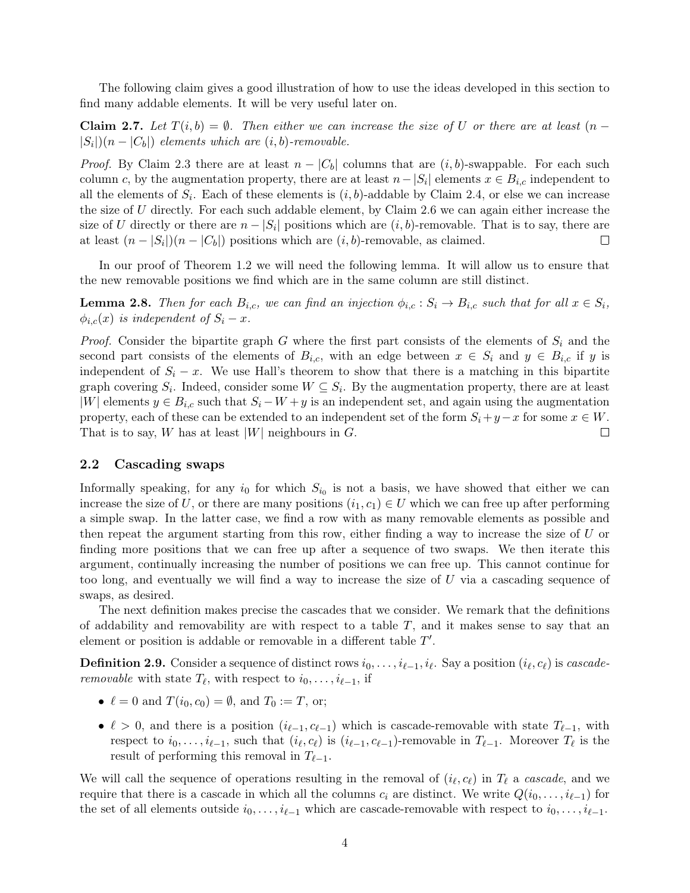The following claim gives a good illustration of how to use the ideas developed in this section to find many addable elements. It will be very useful later on.

**Claim 2.7.** *Let $T(i,b) = \emptyset$. Then either we can increase the size of $U$ or there are at least $(n - |S_i|)(n - |C_b|)$ elements which are $(i,b)$-removable.*

*Proof.* By Claim 2.3 there are at least $n - |C_b|$ columns that are $(i,b)$-swappable. For each such column $c$, by the augmentation property, there are at least $n - |S_i|$ elements $x \in B_{i,c}$ independent to all the elements of $S_i$. Each of these elements is $(i,b)$-addable by Claim 2.4, or else we can increase the size of $U$ directly. For each such addable element, by Claim 2.6 we can again either increase the size of $U$ directly or there are $n - |S_i|$ positions which are $(i,b)$-removable. That is to say, there are at least $(n - |S_i|)(n - |C_b|)$ positions which are $(i,b)$-removable, as claimed. ∎

In our proof of Theorem 1.2 we will need the following lemma. It will allow us to ensure that the new removable positions we find which are in the same column are still distinct.

**Lemma 2.8.** *Then for each $B_{i,c}$, we can find an injection $\phi_{i,c} : S_i \to B_{i,c}$ such that for all $x \in S_i$, $\phi_{i,c}(x)$ is independent of $S_i - x$.*

*Proof.* Consider the bipartite graph $G$ where the first part consists of the elements of $S_i$ and the second part consists of the elements of $B_{i,c}$, with an edge between $x \in S_i$ and $y \in B_{i,c}$ if $y$ is independent of $S_i - x$. We use Hall's theorem to show that there is a matching in this bipartite graph covering $S_i$. Indeed, consider some $W \subseteq S_i$. By the augmentation property, there are at least $|W|$ elements $y \in B_{i,c}$ such that $S_i - W + y$ is an independent set, and again using the augmentation property, each of these can be extended to an independent set of the form $S_i + y - x$ for some $x \in W$. That is to say, $W$ has at least $|W|$ neighbours in $G$. ∎

### 2.2 Cascading swaps

Informally speaking, for any $i_0$ for which $S_{i_0}$ is not a basis, we have showed that either we can increase the size of $U$, or there are many positions $(i_1, c_1) \in U$ which we can free up after performing a simple swap. In the latter case, we find a row with as many removable elements as possible and then repeat the argument starting from this row, either finding a way to increase the size of $U$ or finding more positions that we can free up after a sequence of two swaps. We then iterate this argument, continually increasing the number of positions we can free up. This cannot continue for too long, and eventually we will find a way to increase the size of $U$ via a cascading sequence of swaps, as desired.

The next definition makes precise the cascades that we consider. We remark that the definitions of addability and removability are with respect to a table $T$, and it makes sense to say that an element or position is addable or removable in a different table $T'$.

**Definition 2.9.** Consider a sequence of distinct rows $i_0, \ldots, i_{\ell-1}, i_\ell$. Say a position $(i_\ell, c_\ell)$ is *cascade-removable* with state $T_\ell$, with respect to $i_0, \ldots, i_{\ell-1}$, if

- $\ell = 0$ and $T(i_0, c_0) = \emptyset$, and $T_0 := T$, or;
- $\ell > 0$, and there is a position $(i_{\ell-1}, c_{\ell-1})$ which is cascade-removable with state $T_{\ell-1}$, with respect to $i_0, \ldots, i_{\ell-1}$, such that $(i_\ell, c_\ell)$ is $(i_{\ell-1}, c_{\ell-1})$-removable in $T_{\ell-1}$. Moreover $T_\ell$ is the result of performing this removal in $T_{\ell-1}$.

We will call the sequence of operations resulting in the removal of $(i_\ell, c_\ell)$ in $T_\ell$ a *cascade*, and we require that there is a cascade in which all the columns $c_i$ are distinct. We write $Q(i_0, \ldots, i_{\ell-1})$ for the set of all elements outside $i_0, \ldots, i_{\ell-1}$ which are cascade-removable with respect to $i_0, \ldots, i_{\ell-1}$.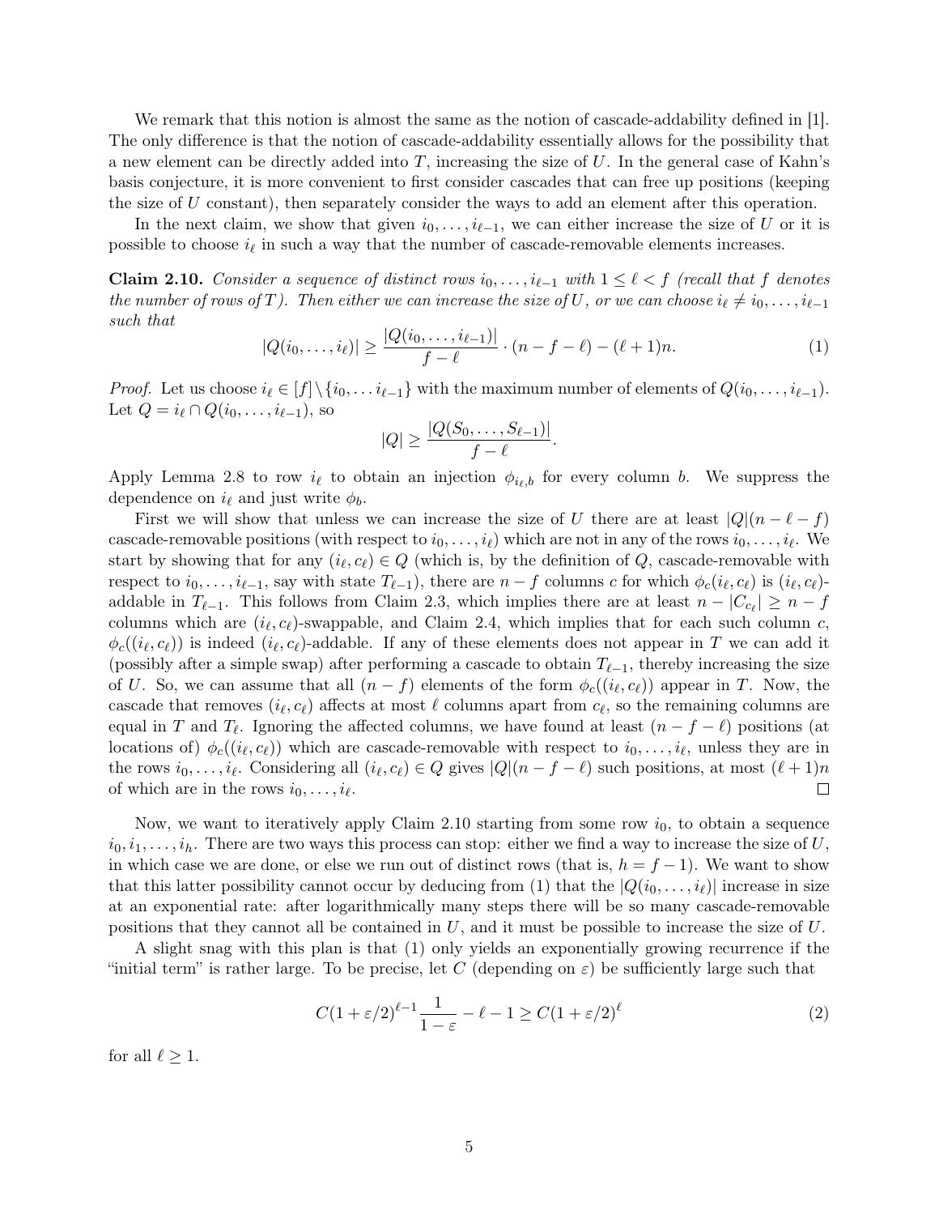We remark that this notion is almost the same as the notion of cascade-addability defined in [1]. The only difference is that the notion of cascade-addability essentially allows for the possibility that a new element can be directly added into $T$, increasing the size of $U$. In the general case of Kahn's basis conjecture, it is more convenient to first consider cascades that can free up positions (keeping the size of $U$ constant), then separately consider the ways to add an element after this operation.

In the next claim, we show that given $i_0, \dots, i_{\ell-1}$, we can either increase the size of $U$ or it is possible to choose $i_\ell$ in such a way that the number of cascade-removable elements increases.

**Claim 2.10.** *Consider a sequence of distinct rows $i_0, \dots, i_{\ell-1}$ with $1 \le \ell < f$ (recall that $f$ denotes the number of rows of $T$). Then either we can increase the size of $U$, or we can choose $i_\ell \ne i_0, \dots, i_{\ell-1}$ such that*

$$|Q(i_0, \dots, i_\ell)| \ge \frac{|Q(i_0, \dots, i_{\ell-1})|}{f - \ell} \cdot (n - f - \ell) - (\ell + 1)n. \tag{1}$$

*Proof.* Let us choose $i_\ell \in [f] \setminus \{i_0, \dots i_{\ell-1}\}$ with the maximum number of elements of $Q(i_0, \dots, i_{\ell-1})$. Let $Q = i_\ell \cap Q(i_0, \dots, i_{\ell-1})$, so

$$|Q| \ge \frac{|Q(S_0, \dots, S_{\ell-1})|}{f - \ell}.$$

Apply Lemma 2.8 to row $i_\ell$ to obtain an injection $\phi_{i_\ell, b}$ for every column $b$. We suppress the dependence on $i_\ell$ and just write $\phi_b$.

First we will show that unless we can increase the size of $U$ there are at least $|Q|(n - \ell - f)$ cascade-removable positions (with respect to $i_0, \dots, i_\ell$) which are not in any of the rows $i_0, \dots, i_\ell$. We start by showing that for any $(i_\ell, c_\ell) \in Q$ (which is, by the definition of $Q$, cascade-removable with respect to $i_0, \dots, i_{\ell-1}$, say with state $T_{\ell-1}$), there are $n - f$ columns $c$ for which $\phi_c(i_\ell, c_\ell)$ is $(i_\ell, c_\ell)$-addable in $T_{\ell-1}$. This follows from Claim 2.3, which implies there are at least $n - |C_{c_\ell}| \ge n - f$ columns which are $(i_\ell, c_\ell)$-swappable, and Claim 2.4, which implies that for each such column $c$, $\phi_c((i_\ell, c_\ell))$ is indeed $(i_\ell, c_\ell)$-addable. If any of these elements does not appear in $T$ we can add it (possibly after a simple swap) after performing a cascade to obtain $T_{\ell-1}$, thereby increasing the size of $U$. So, we can assume that all $(n - f)$ elements of the form $\phi_c((i_\ell, c_\ell))$ appear in $T$. Now, the cascade that removes $(i_\ell, c_\ell)$ affects at most $\ell$ columns apart from $c_\ell$, so the remaining columns are equal in $T$ and $T_\ell$. Ignoring the affected columns, we have found at least $(n - f - \ell)$ positions (at locations of) $\phi_c((i_\ell, c_\ell))$ which are cascade-removable with respect to $i_0, \dots, i_\ell$, unless they are in the rows $i_0, \dots, i_\ell$. Considering all $(i_\ell, c_\ell) \in Q$ gives $|Q|(n - f - \ell)$ such positions, at most $(\ell + 1)n$ of which are in the rows $i_0, \dots, i_\ell$. $\square$

Now, we want to iteratively apply Claim 2.10 starting from some row $i_0$, to obtain a sequence $i_0, i_1, \dots, i_h$. There are two ways this process can stop: either we find a way to increase the size of $U$, in which case we are done, or else we run out of distinct rows (that is, $h = f - 1$). We want to show that this latter possibility cannot occur by deducing from (1) that the $|Q(i_0, \dots, i_\ell)|$ increase in size at an exponential rate: after logarithmically many steps there will be so many cascade-removable positions that they cannot all be contained in $U$, and it must be possible to increase the size of $U$.

A slight snag with this plan is that (1) only yields an exponentially growing recurrence if the "initial term" is rather large. To be precise, let $C$ (depending on $\varepsilon$) be sufficiently large such that

$$C(1 + \varepsilon/2)^{\ell-1} \frac{1}{1 - \varepsilon} - \ell - 1 \ge C(1 + \varepsilon/2)^\ell \tag{2}$$

for all $\ell \ge 1$.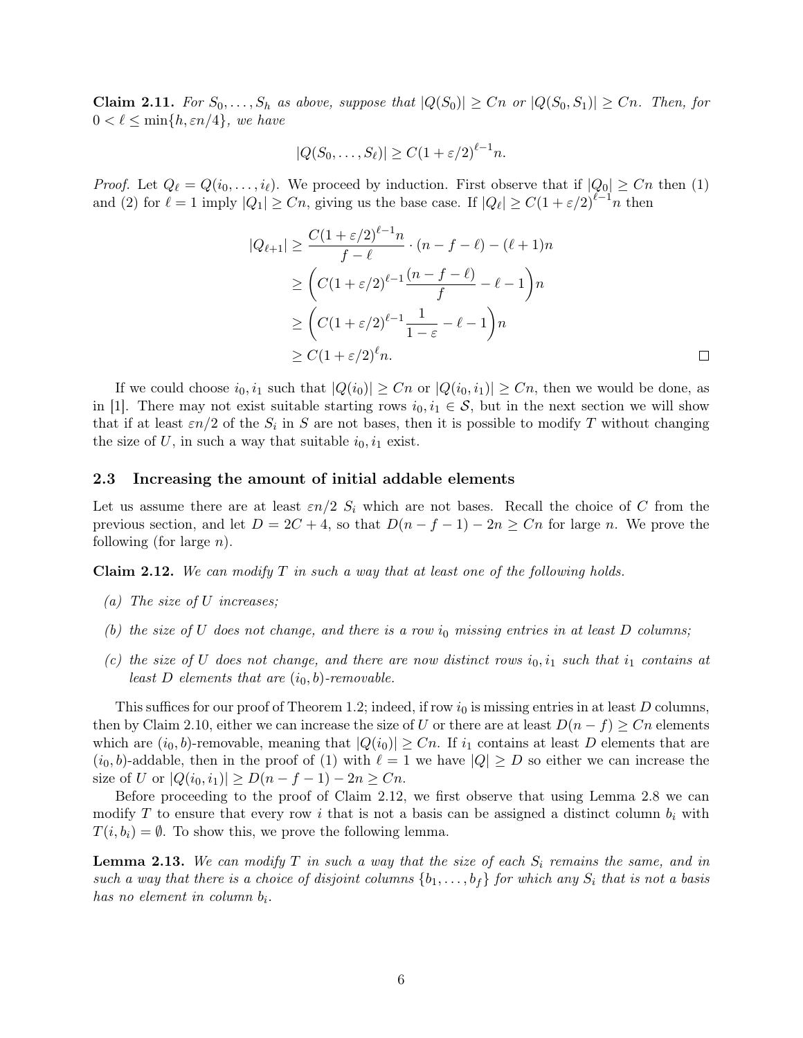**Claim 2.11.** *For $S_0, \dots, S_h$ as above, suppose that $|Q(S_0)| \geq Cn$ or $|Q(S_0, S_1)| \geq Cn$. Then, for $0 < \ell \leq \min\{h, \varepsilon n/4\}$, we have*

$$|Q(S_0, \dots, S_\ell)| \geq C(1 + \varepsilon/2)^{\ell - 1} n.$$

*Proof.* Let $Q_\ell = Q(i_0, \dots, i_\ell)$. We proceed by induction. First observe that if $|Q_0| \geq Cn$ then (1) and (2) for $\ell = 1$ imply $|Q_1| \geq Cn$, giving us the base case. If $|Q_\ell| \geq C(1+\varepsilon/2)^{\ell-1}n$ then

$$\begin{aligned}
|Q_{\ell+1}| &\geq \frac{C(1+\varepsilon/2)^{\ell-1}n}{f - \ell} \cdot (n - f - \ell) - (\ell+1)n \\
&\geq \left( C(1+\varepsilon/2)^{\ell-1} \frac{(n - f - \ell)}{f} - \ell - 1 \right) n \\
&\geq \left( C(1+\varepsilon/2)^{\ell-1} \frac{1}{1 - \varepsilon} - \ell - 1 \right) n \\
&\geq C(1+\varepsilon/2)^{\ell} n.
\end{aligned}$$

$\square$

If we could choose $i_0, i_1$ such that $|Q(i_0)| \geq Cn$ or $|Q(i_0, i_1)| \geq Cn$, then we would be done, as in [1]. There may not exist suitable starting rows $i_0, i_1 \in \mathcal{S}$, but in the next section we will show that if at least $\varepsilon n/2$ of the $S_i$ in $S$ are not bases, then it is possible to modify $T$ without changing the size of $U$, in such a way that suitable $i_0, i_1$ exist.

## 2.3 Increasing the amount of initial addable elements

Let us assume there are at least $\varepsilon n/2$ $S_i$ which are not bases. Recall the choice of $C$ from the previous section, and let $D = 2C + 4$, so that $D(n - f - 1) - 2n \geq Cn$ for large $n$. We prove the following (for large $n$).

**Claim 2.12.** *We can modify $T$ in such a way that at least one of the following holds.*

*(a) The size of $U$ increases;*

*(b) the size of $U$ does not change, and there is a row $i_0$ missing entries in at least $D$ columns;*

*(c) the size of $U$ does not change, and there are now distinct rows $i_0, i_1$ such that $i_1$ contains at least $D$ elements that are $(i_0, b)$-removable.*

This suffices for our proof of Theorem 1.2; indeed, if row $i_0$ is missing entries in at least $D$ columns, then by Claim 2.10, either we can increase the size of $U$ or there are at least $D(n-f) \geq Cn$ elements which are $(i_0, b)$-removable, meaning that $|Q(i_0)| \geq Cn$. If $i_1$ contains at least $D$ elements that are $(i_0, b)$-addable, then in the proof of (1) with $\ell = 1$ we have $|Q| \geq D$ so either we can increase the size of $U$ or $|Q(i_0, i_1)| \geq D(n - f - 1) - 2n \geq Cn$.

Before proceeding to the proof of Claim 2.12, we first observe that using Lemma 2.8 we can modify $T$ to ensure that every row $i$ that is not a basis can be assigned a distinct column $b_i$ with $T(i, b_i) = \emptyset$. To show this, we prove the following lemma.

**Lemma 2.13.** *We can modify $T$ in such a way that the size of each $S_i$ remains the same, and in such a way that there is a choice of disjoint columns $\{b_1, \dots, b_f\}$ for which any $S_i$ that is not a basis has no element in column $b_i$.*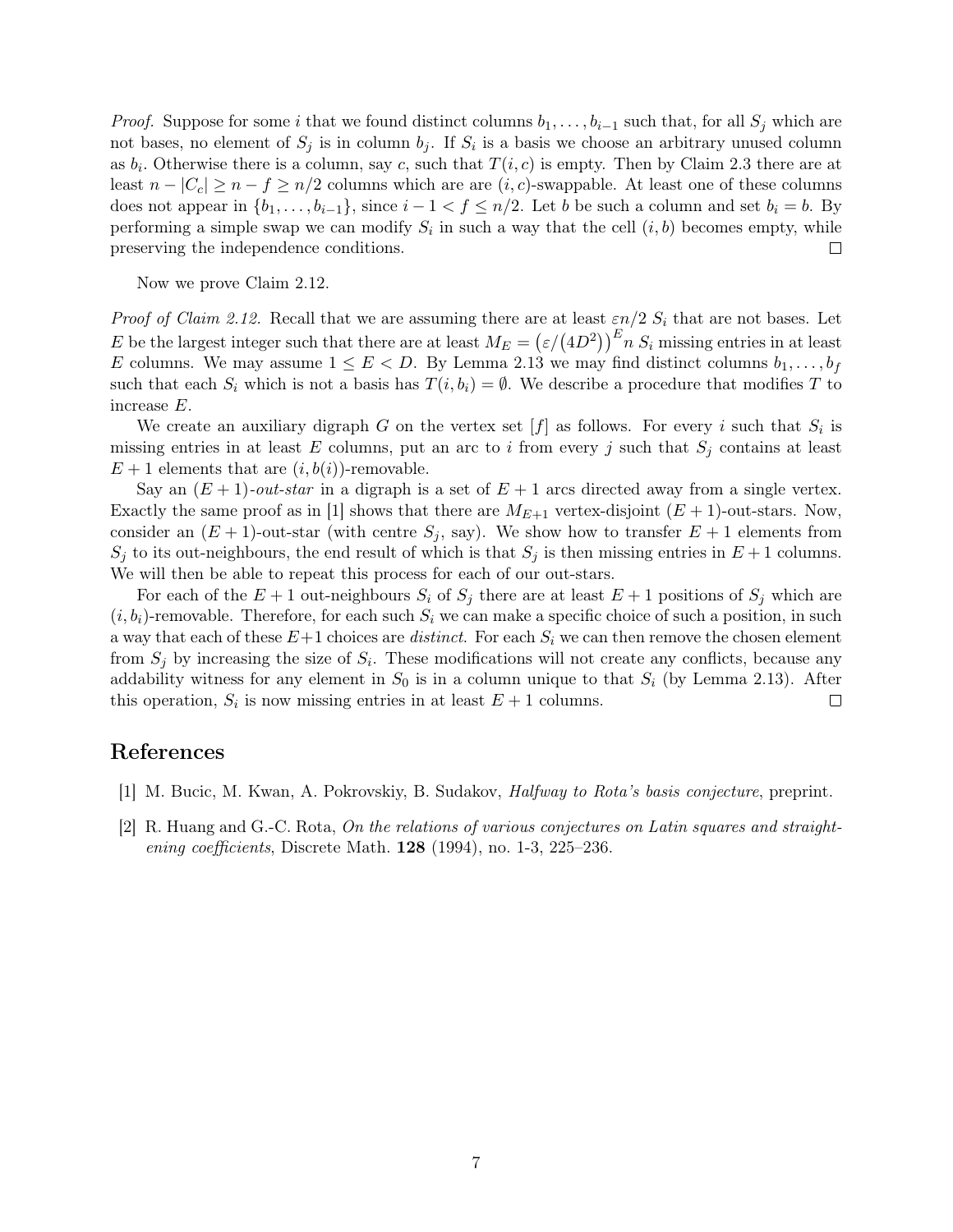*Proof.* Suppose for some $i$ that we found distinct columns $b_1, \ldots, b_{i-1}$ such that, for all $S_j$ which are not bases, no element of $S_j$ is in column $b_j$. If $S_i$ is a basis we choose an arbitrary unused column as $b_i$. Otherwise there is a column, say $c$, such that $T(i,c)$ is empty. Then by Claim 2.3 there are at least $n - |C_c| \geq n - f \geq n/2$ columns which are are $(i,c)$-swappable. At least one of these columns does not appear in $\{b_1, \ldots, b_{i-1}\}$, since $i - 1 < f \leq n/2$. Let $b$ be such a column and set $b_i = b$. By performing a simple swap we can modify $S_i$ in such a way that the cell $(i, b)$ becomes empty, while preserving the independence conditions. ◻

Now we prove Claim 2.12.

*Proof of Claim 2.12.* Recall that we are assuming there are at least $\varepsilon n/2$ $S_i$ that are not bases. Let $E$ be the largest integer such that there are at least $M_E = \left(\varepsilon/\left(4D^2\right)\right)^E n$ $S_i$ missing entries in at least $E$ columns. We may assume $1 \leq E < D$. By Lemma 2.13 we may find distinct columns $b_1, \ldots, b_f$ such that each $S_i$ which is not a basis has $T(i, b_i) = \emptyset$. We describe a procedure that modifies $T$ to increase $E$.

We create an auxiliary digraph $G$ on the vertex set $[f]$ as follows. For every $i$ such that $S_i$ is missing entries in at least $E$ columns, put an arc to $i$ from every $j$ such that $S_j$ contains at least $E+1$ elements that are $(i, b(i))$-removable.

Say an $(E+1)$-*out-star* in a digraph is a set of $E+1$ arcs directed away from a single vertex. Exactly the same proof as in [1] shows that there are $M_{E+1}$ vertex-disjoint $(E+1)$-out-stars. Now, consider an $(E+1)$-out-star (with centre $S_j$, say). We show how to transfer $E+1$ elements from $S_j$ to its out-neighbours, the end result of which is that $S_j$ is then missing entries in $E+1$ columns. We will then be able to repeat this process for each of our out-stars.

For each of the $E+1$ out-neighbours $S_i$ of $S_j$ there are at least $E+1$ positions of $S_j$ which are $(i, b_i)$-removable. Therefore, for each such $S_i$ we can make a specific choice of such a position, in such a way that each of these $E+1$ choices are *distinct*. For each $S_i$ we can then remove the chosen element from $S_j$ by increasing the size of $S_i$. These modifications will not create any conflicts, because any addability witness for any element in $S_0$ is in a column unique to that $S_i$ (by Lemma 2.13). After this operation, $S_i$ is now missing entries in at least $E+1$ columns. ◻

## References

[1] M. Bucic, M. Kwan, A. Pokrovskiy, B. Sudakov, *Halfway to Rota's basis conjecture*, preprint.

[2] R. Huang and G.-C. Rota, *On the relations of various conjectures on Latin squares and straightening coefficients*, Discrete Math. **128** (1994), no. 1-3, 225–236.